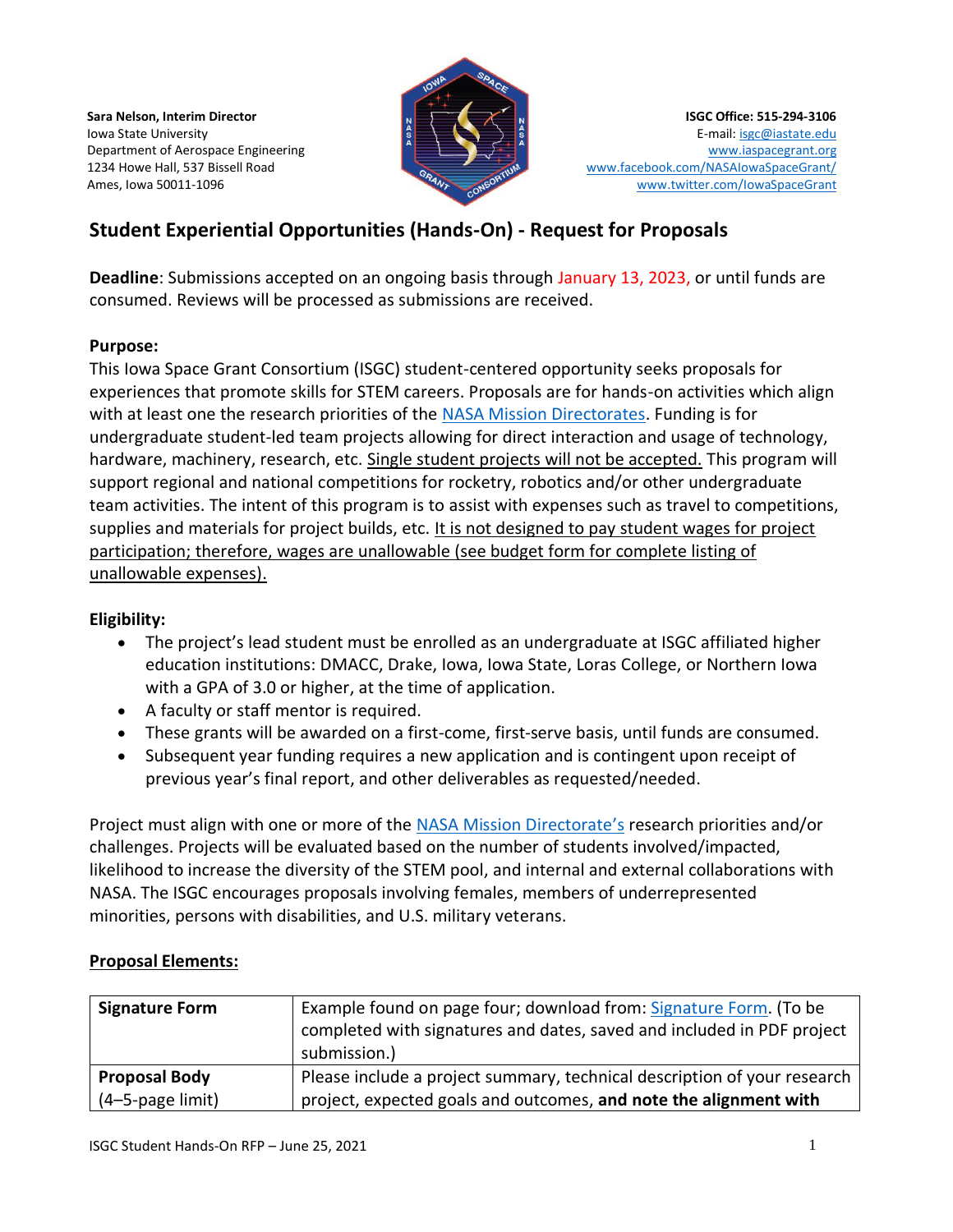**Sara Nelson, Interim Director**
Iowa State University
Department of Aerospace Engineering
1234 Howe Hall, 537 Bissell Road
Ames, Iowa 50011-1096

**ISGC Office: 515-294-3106**
E-mail: isgc@iastate.edu
www.iaspacegrant.org
www.facebook.com/NASAIowaSpaceGrant/
www.twitter.com/IowaSpaceGrant

## Student Experiential Opportunities (Hands-On) - Request for Proposals

**Deadline**: Submissions accepted on an ongoing basis through January 13, 2023, or until funds are consumed. Reviews will be processed as submissions are received.

**Purpose:**
This Iowa Space Grant Consortium (ISGC) student-centered opportunity seeks proposals for experiences that promote skills for STEM careers. Proposals are for hands-on activities which align with at least one the research priorities of the NASA Mission Directorates. Funding is for undergraduate student-led team projects allowing for direct interaction and usage of technology, hardware, machinery, research, etc. Single student projects will not be accepted. This program will support regional and national competitions for rocketry, robotics and/or other undergraduate team activities. The intent of this program is to assist with expenses such as travel to competitions, supplies and materials for project builds, etc. It is not designed to pay student wages for project participation; therefore, wages are unallowable (see budget form for complete listing of unallowable expenses).

**Eligibility:**

- The project's lead student must be enrolled as an undergraduate at ISGC affiliated higher education institutions: DMACC, Drake, Iowa, Iowa State, Loras College, or Northern Iowa with a GPA of 3.0 or higher, at the time of application.
- A faculty or staff mentor is required.
- These grants will be awarded on a first-come, first-serve basis, until funds are consumed.
- Subsequent year funding requires a new application and is contingent upon receipt of previous year's final report, and other deliverables as requested/needed.

Project must align with one or more of the NASA Mission Directorate's research priorities and/or challenges. Projects will be evaluated based on the number of students involved/impacted, likelihood to increase the diversity of the STEM pool, and internal and external collaborations with NASA. The ISGC encourages proposals involving females, members of underrepresented minorities, persons with disabilities, and U.S. military veterans.

**Proposal Elements:**

| | |
|---|---|
| **Signature Form** | Example found on page four; download from: Signature Form. (To be completed with signatures and dates, saved and included in PDF project submission.) |
| **Proposal Body** (4–5-page limit) | Please include a project summary, technical description of your research project, expected goals and outcomes, **and note the alignment with** |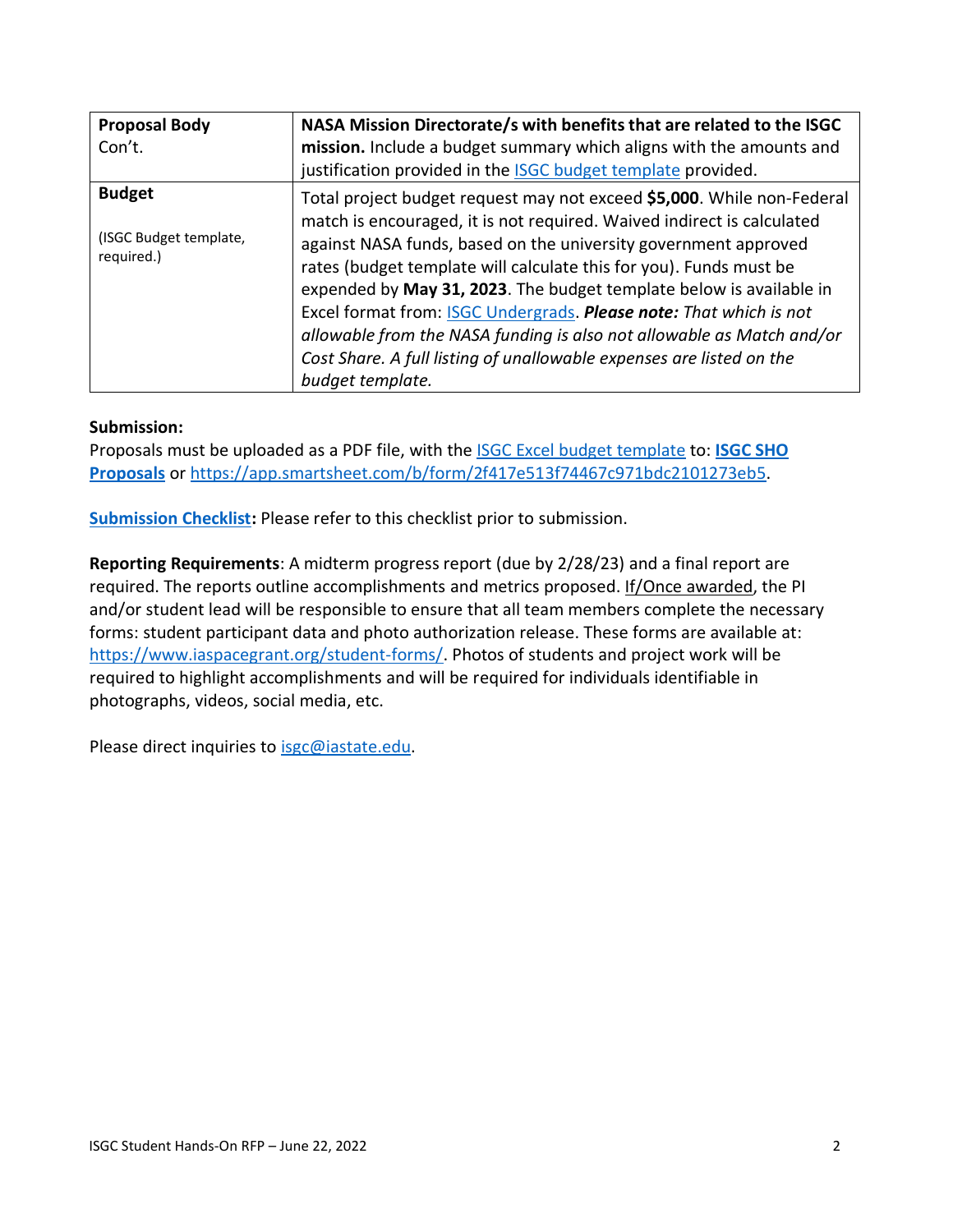| **Proposal Body** Con't. | **NASA Mission Directorate/s with benefits that are related to the ISGC mission.** Include a budget summary which aligns with the amounts and justification provided in the ISGC budget template provided. |
| --- | --- |
| **Budget** (ISGC Budget template, required.) | Total project budget request may not exceed **$5,000**. While non-Federal match is encouraged, it is not required. Waived indirect is calculated against NASA funds, based on the university government approved rates (budget template will calculate this for you). Funds must be expended by **May 31, 2023**. The budget template below is available in Excel format from: ISGC Undergrads. ***Please note:*** *That which is not allowable from the NASA funding is also not allowable as Match and/or Cost Share. A full listing of unallowable expenses are listed on the budget template.* |

**Submission:**
Proposals must be uploaded as a PDF file, with the ISGC Excel budget template to: **ISGC SHO Proposals** or https://app.smartsheet.com/b/form/2f417e513f74467c971bdc2101273eb5.

**Submission Checklist:** Please refer to this checklist prior to submission.

**Reporting Requirements**: A midterm progress report (due by 2/28/23) and a final report are required. The reports outline accomplishments and metrics proposed. If/Once awarded, the PI and/or student lead will be responsible to ensure that all team members complete the necessary forms: student participant data and photo authorization release. These forms are available at: https://www.iaspacegrant.org/student-forms/. Photos of students and project work will be required to highlight accomplishments and will be required for individuals identifiable in photographs, videos, social media, etc.

Please direct inquiries to isgc@iastate.edu.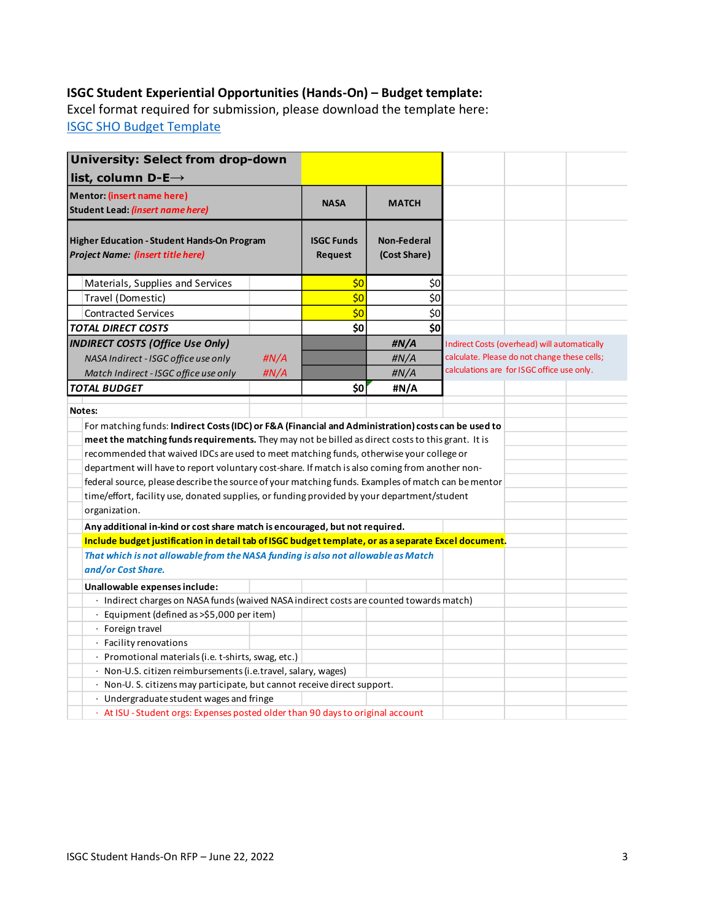**ISGC Student Experiential Opportunities (Hands-On) – Budget template:**
Excel format required for submission, please download the template here:
ISGC SHO Budget Template

| University: Select from drop-down list, column D-E⟶ | | | |
|---|---|---|---|
| Mentor: (insert name here) Student Lead: (insert name here) | | NASA | MATCH |
| Higher Education - Student Hands-On Program *Project Name: (insert title here)* | | ISGC Funds Request | Non-Federal (Cost Share) |
| Materials, Supplies and Services | | $0 | $0 |
| Travel (Domestic) | | $0 | $0 |
| Contracted Services | | $0 | $0 |
| ***TOTAL DIRECT COSTS*** | | $0 | $0 |
| ***INDIRECT COSTS (Office Use Only)*** | | | #N/A |
| *NASA Indirect - ISGC office use only* | #N/A | | #N/A |
| *Match Indirect - ISGC office use only* | #N/A | | #N/A |
| ***TOTAL BUDGET*** | | $0 | #N/A |

Indirect Costs (overhead) will automatically calculate. Please do not change these cells; calculations are for ISGC office use only.

**Notes:**

For matching funds: **Indirect Costs (IDC) or F&A (Financial and Administration) costs can be used to meet the matching funds requirements.** They may not be billed as direct costs to this grant. It is recommended that waived IDCs are used to meet matching funds, otherwise your college or department will have to report voluntary cost-share. If match is also coming from another non-federal source, please describe the source of your matching funds. Examples of match can be mentor time/effort, facility use, donated supplies, or funding provided by your department/student organization.

**Any additional in-kind or cost share match is encouraged, but not required.**

**Include budget justification in detail tab of ISGC budget template, or as a separate Excel document.**

***That which is not allowable from the NASA funding is also not allowable as Match and/or Cost Share.***

**Unallowable expenses include:**

- Indirect charges on NASA funds (waived NASA indirect costs are counted towards match)
- Equipment (defined as >$5,000 per item)
- Foreign travel
- Facility renovations
- Promotional materials (i.e. t-shirts, swag, etc.)
- Non-U.S. citizen reimbursements (i.e.travel, salary, wages)
- Non-U. S. citizens may participate, but cannot receive direct support.
- Undergraduate student wages and fringe
- At ISU - Student orgs: Expenses posted older than 90 days to original account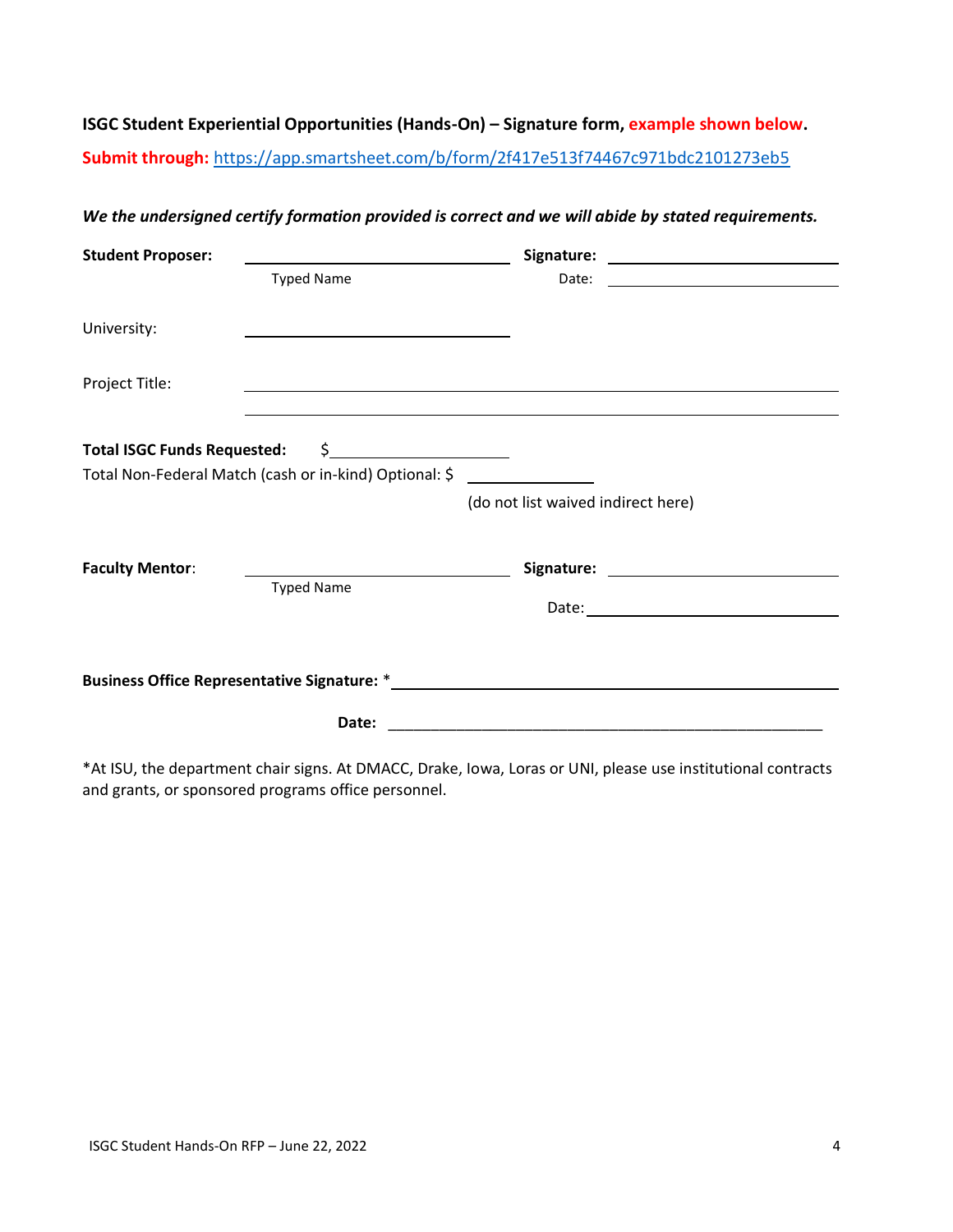**ISGC Student Experiential Opportunities (Hands-On) – Signature form, example shown below.**

**Submit through:** https://app.smartsheet.com/b/form/2f417e513f74467c971bdc2101273eb5

***We the undersigned certify formation provided is correct and we will abide by stated requirements.***

**Student Proposer:** ______________________________ **Signature:** ______________________________

Typed Name Date: ______________________________

University: ______________________________

Project Title: ______________________________________________________________

______________________________________________________________

**Total ISGC Funds Requested:** $____________________

Total Non-Federal Match (cash or in-kind) Optional: $ ______________

(do not list waived indirect here)

**Faculty Mentor**: ______________________________ **Signature:** ______________________________

Typed Name

Date: ______________________________

**Business Office Representative Signature:** *______________________________________________

**Date:** ______________________________________________

*At ISU, the department chair signs. At DMACC, Drake, Iowa, Loras or UNI, please use institutional contracts and grants, or sponsored programs office personnel.